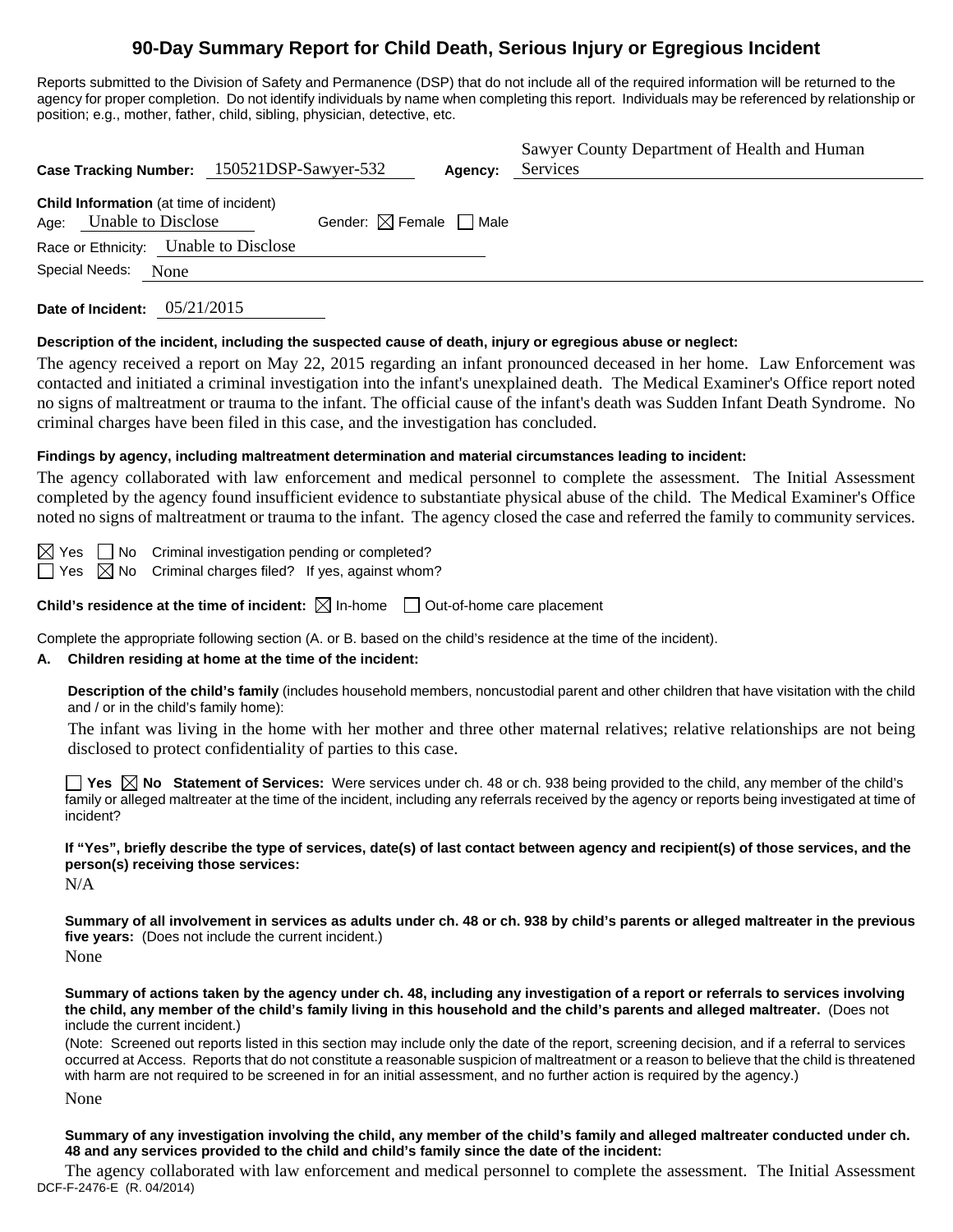# 90-Day Summary Report for Child Death, Serious Injury or Egregious Incident

Reports submitted to the Division of Safety and Permanence (DSP) that do not include all of the required information will be returned to the agency for proper completion. Do not identify individuals by name when completing this report. Individuals may be referenced by relationship or position; e.g., mother, father, child, sibling, physician, detective, etc.

**Case Tracking Number:** 150521DSP-Sawyer-532 **Agency:** Sawyer County Department of Health and Human Services

**Child Information** (at time of incident)
Age: Unable to Disclose Gender: ☒ Female ☐ Male
Race or Ethnicity: Unable to Disclose
Special Needs: None

**Date of Incident:** 05/21/2015

**Description of the incident, including the suspected cause of death, injury or egregious abuse or neglect:**

The agency received a report on May 22, 2015 regarding an infant pronounced deceased in her home. Law Enforcement was contacted and initiated a criminal investigation into the infant's unexplained death. The Medical Examiner's Office report noted no signs of maltreatment or trauma to the infant. The official cause of the infant's death was Sudden Infant Death Syndrome. No criminal charges have been filed in this case, and the investigation has concluded.

**Findings by agency, including maltreatment determination and material circumstances leading to incident:**

The agency collaborated with law enforcement and medical personnel to complete the assessment. The Initial Assessment completed by the agency found insufficient evidence to substantiate physical abuse of the child. The Medical Examiner's Office noted no signs of maltreatment or trauma to the infant. The agency closed the case and referred the family to community services.

☒ Yes ☐ No Criminal investigation pending or completed?
☐ Yes ☒ No Criminal charges filed? If yes, against whom?

**Child's residence at the time of incident:** ☒ In-home ☐ Out-of-home care placement

Complete the appropriate following section (A. or B. based on the child's residence at the time of the incident).

**A. Children residing at home at the time of the incident:**

**Description of the child's family** (includes household members, noncustodial parent and other children that have visitation with the child and / or in the child's family home):

The infant was living in the home with her mother and three other maternal relatives; relative relationships are not being disclosed to protect confidentiality of parties to this case.

☐ **Yes** ☒ **No** **Statement of Services:** Were services under ch. 48 or ch. 938 being provided to the child, any member of the child's family or alleged maltreater at the time of the incident, including any referrals received by the agency or reports being investigated at time of incident?

**If "Yes", briefly describe the type of services, date(s) of last contact between agency and recipient(s) of those services, and the person(s) receiving those services:**

N/A

**Summary of all involvement in services as adults under ch. 48 or ch. 938 by child's parents or alleged maltreater in the previous five years:** (Does not include the current incident.)

None

**Summary of actions taken by the agency under ch. 48, including any investigation of a report or referrals to services involving the child, any member of the child's family living in this household and the child's parents and alleged maltreater.** (Does not include the current incident.)

(Note: Screened out reports listed in this section may include only the date of the report, screening decision, and if a referral to services occurred at Access. Reports that do not constitute a reasonable suspicion of maltreatment or a reason to believe that the child is threatened with harm are not required to be screened in for an initial assessment, and no further action is required by the agency.)

None

**Summary of any investigation involving the child, any member of the child's family and alleged maltreater conducted under ch. 48 and any services provided to the child and child's family since the date of the incident:**

The agency collaborated with law enforcement and medical personnel to complete the assessment. The Initial Assessment

DCF-F-2476-E (R. 04/2014)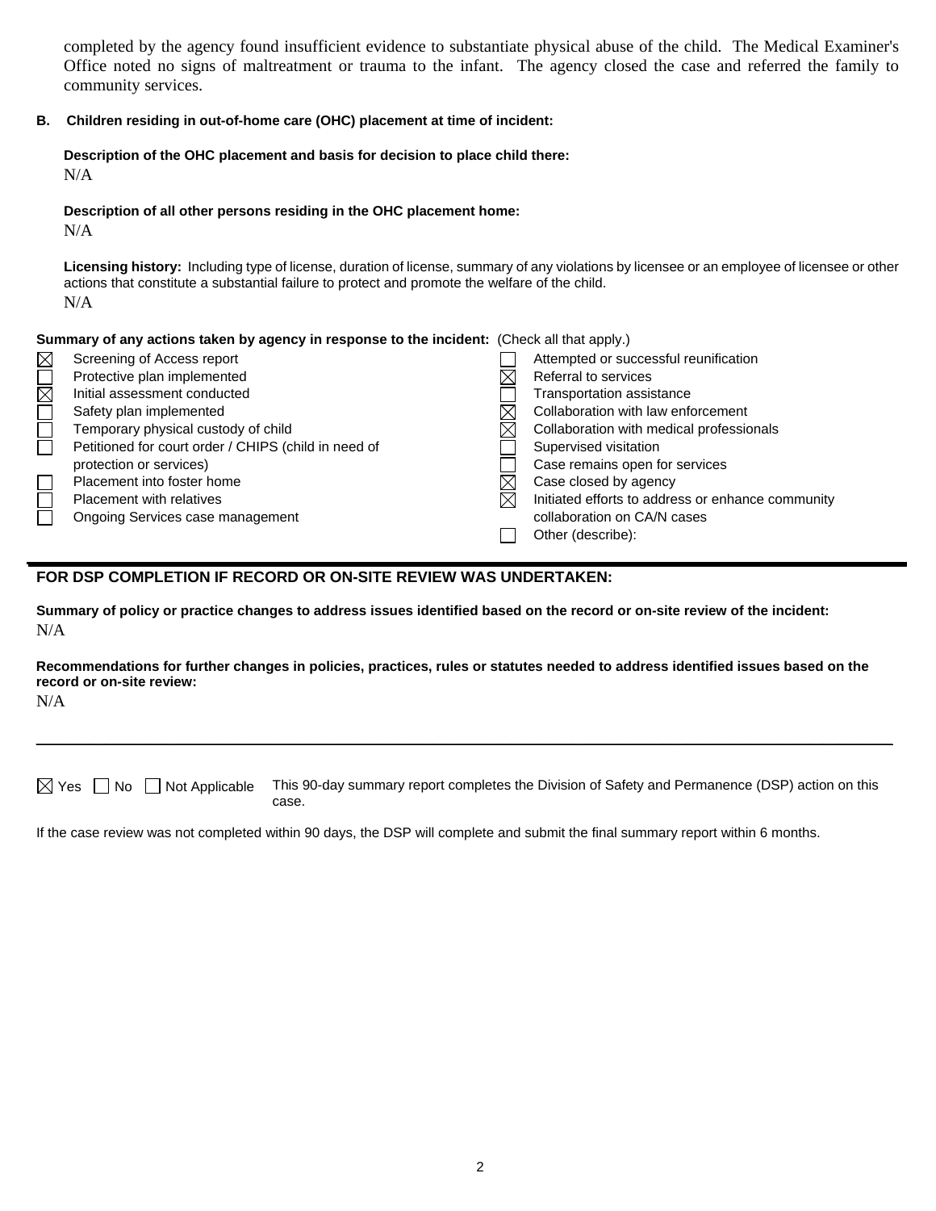completed by the agency found insufficient evidence to substantiate physical abuse of the child. The Medical Examiner's Office noted no signs of maltreatment or trauma to the infant. The agency closed the case and referred the family to community services.

**B. Children residing in out-of-home care (OHC) placement at time of incident:**

**Description of the OHC placement and basis for decision to place child there:**
N/A

**Description of all other persons residing in the OHC placement home:**
N/A

**Licensing history:** Including type of license, duration of license, summary of any violations by licensee or an employee of licensee or other actions that constitute a substantial failure to protect and promote the welfare of the child.
N/A

**Summary of any actions taken by agency in response to the incident:** (Check all that apply.)

- ☒ Screening of Access report
- ☐ Protective plan implemented
- ☒ Initial assessment conducted
- ☐ Safety plan implemented
- ☐ Temporary physical custody of child
- ☐ Petitioned for court order / CHIPS (child in need of protection or services)
- ☐ Placement into foster home
- ☐ Placement with relatives
- ☐ Ongoing Services case management
- ☐ Attempted or successful reunification
- ☒ Referral to services
- ☐ Transportation assistance
- ☒ Collaboration with law enforcement
- ☒ Collaboration with medical professionals
- ☐ Supervised visitation
- ☐ Case remains open for services
- ☒ Case closed by agency
- ☒ Initiated efforts to address or enhance community collaboration on CA/N cases
- ☐ Other (describe):

## FOR DSP COMPLETION IF RECORD OR ON-SITE REVIEW WAS UNDERTAKEN:

**Summary of policy or practice changes to address issues identified based on the record or on-site review of the incident:**
N/A

**Recommendations for further changes in policies, practices, rules or statutes needed to address identified issues based on the record or on-site review:**
N/A

---

☒ Yes ☐ No ☐ Not Applicable This 90-day summary report completes the Division of Safety and Permanence (DSP) action on this case.

If the case review was not completed within 90 days, the DSP will complete and submit the final summary report within 6 months.